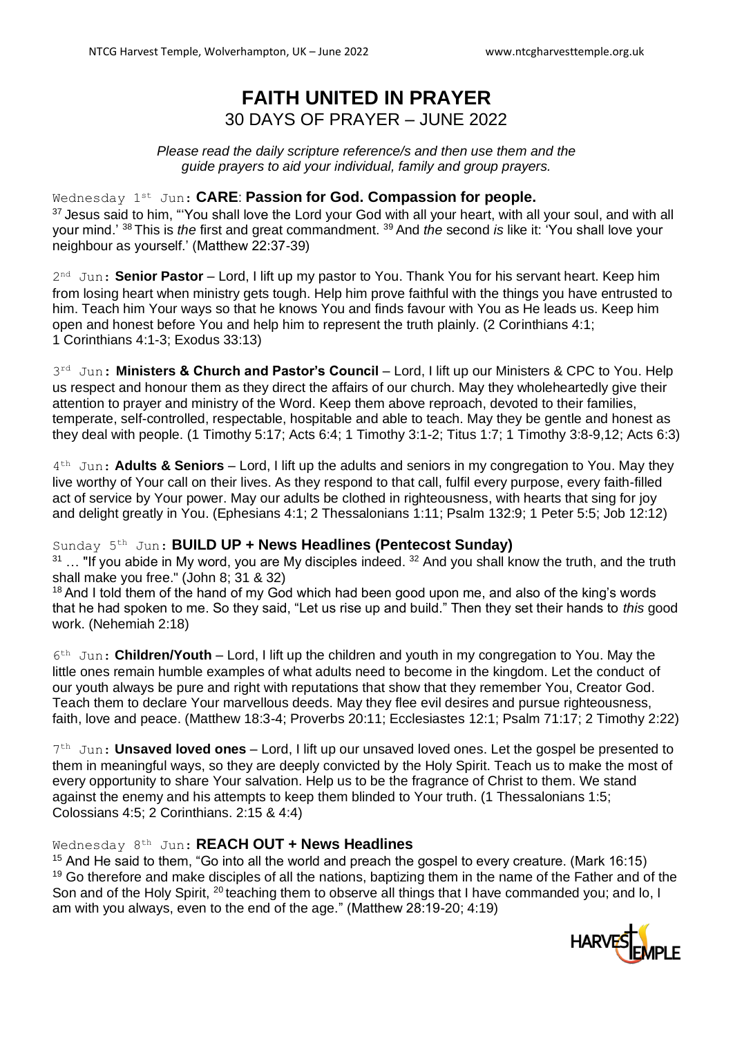# FAITH UNITED IN PRAYER

## 30 DAYS OF PRAYER – JUNE 2022

*Please read the daily scripture reference/s and then use them and the guide prayers to aid your individual, family and group prayers.*

Wednesday 1st Jun: **CARE**: **Passion for God. Compassion for people.**

37 Jesus said to him, "'You shall love the Lord your God with all your heart, with all your soul, and with all your mind.' 38 This is *the* first and great commandment. 39 And *the* second *is* like it: 'You shall love your neighbour as yourself.' (Matthew 22:37-39)

2nd Jun: **Senior Pastor** – Lord, I lift up my pastor to You. Thank You for his servant heart. Keep him from losing heart when ministry gets tough. Help him prove faithful with the things you have entrusted to him. Teach him Your ways so that he knows You and finds favour with You as He leads us. Keep him open and honest before You and help him to represent the truth plainly. (2 Corinthians 4:1; 1 Corinthians 4:1-3; Exodus 33:13)

3rd Jun: **Ministers & Church and Pastor's Council** – Lord, I lift up our Ministers & CPC to You. Help us respect and honour them as they direct the affairs of our church. May they wholeheartedly give their attention to prayer and ministry of the Word. Keep them above reproach, devoted to their families, temperate, self-controlled, respectable, hospitable and able to teach. May they be gentle and honest as they deal with people. (1 Timothy 5:17; Acts 6:4; 1 Timothy 3:1-2; Titus 1:7; 1 Timothy 3:8-9,12; Acts 6:3)

4th Jun: **Adults & Seniors** – Lord, I lift up the adults and seniors in my congregation to You. May they live worthy of Your call on their lives. As they respond to that call, fulfil every purpose, every faith-filled act of service by Your power. May our adults be clothed in righteousness, with hearts that sing for joy and delight greatly in You. (Ephesians 4:1; 2 Thessalonians 1:11; Psalm 132:9; 1 Peter 5:5; Job 12:12)

Sunday 5th Jun: **BUILD UP + News Headlines (Pentecost Sunday)**

31 … "If you abide in My word, you are My disciples indeed. 32 And you shall know the truth, and the truth shall make you free." (John 8; 31 & 32)

18 And I told them of the hand of my God which had been good upon me, and also of the king's words that he had spoken to me. So they said, "Let us rise up and build." Then they set their hands to *this* good work. (Nehemiah 2:18)

6th Jun: **Children/Youth** – Lord, I lift up the children and youth in my congregation to You. May the little ones remain humble examples of what adults need to become in the kingdom. Let the conduct of our youth always be pure and right with reputations that show that they remember You, Creator God. Teach them to declare Your marvellous deeds. May they flee evil desires and pursue righteousness, faith, love and peace. (Matthew 18:3-4; Proverbs 20:11; Ecclesiastes 12:1; Psalm 71:17; 2 Timothy 2:22)

7th Jun: **Unsaved loved ones** – Lord, I lift up our unsaved loved ones. Let the gospel be presented to them in meaningful ways, so they are deeply convicted by the Holy Spirit. Teach us to make the most of every opportunity to share Your salvation. Help us to be the fragrance of Christ to them. We stand against the enemy and his attempts to keep them blinded to Your truth. (1 Thessalonians 1:5; Colossians 4:5; 2 Corinthians. 2:15 & 4:4)

Wednesday 8th Jun: **REACH OUT + News Headlines**

15 And He said to them, "Go into all the world and preach the gospel to every creature. (Mark 16:15)

19 Go therefore and make disciples of all the nations, baptizing them in the name of the Father and of the Son and of the Holy Spirit, 20 teaching them to observe all things that I have commanded you; and lo, I am with you always, even to the end of the age." (Matthew 28:19-20; 4:19)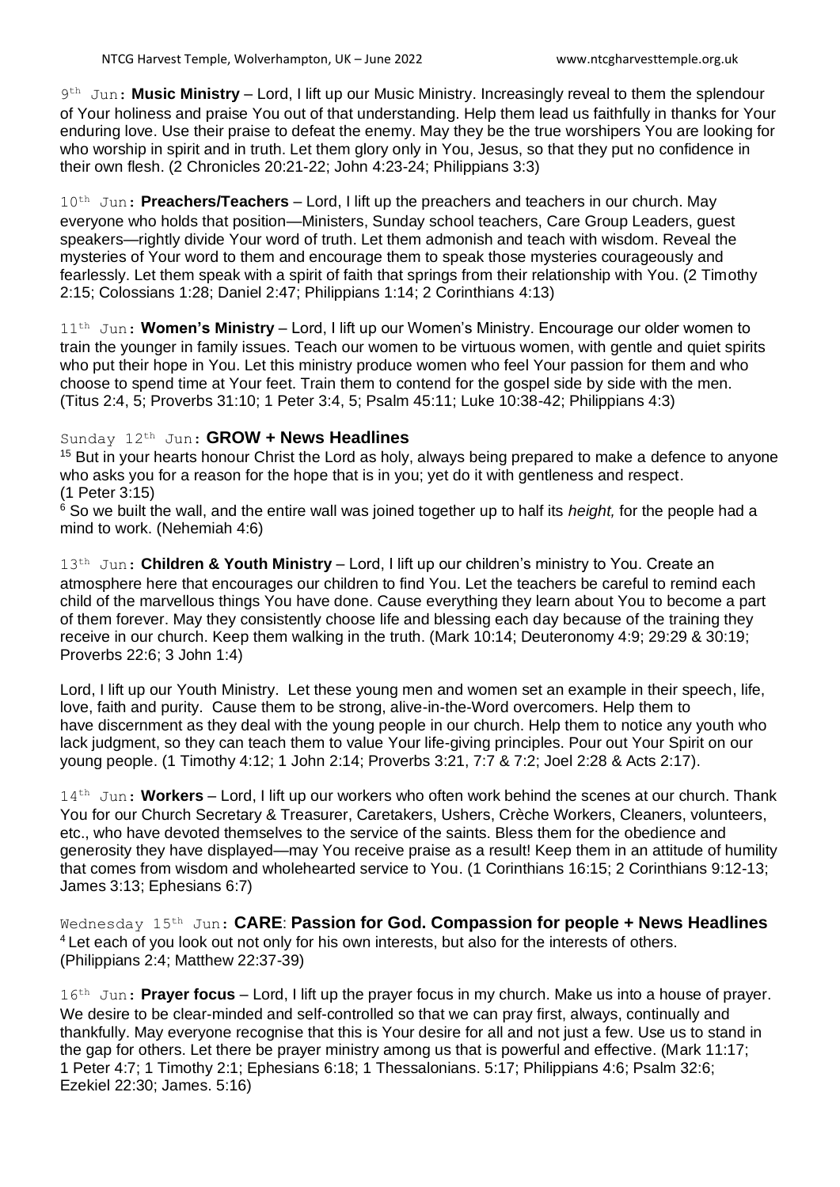9th Jun: **Music Ministry** – Lord, I lift up our Music Ministry. Increasingly reveal to them the splendour of Your holiness and praise You out of that understanding. Help them lead us faithfully in thanks for Your enduring love. Use their praise to defeat the enemy. May they be the true worshipers You are looking for who worship in spirit and in truth. Let them glory only in You, Jesus, so that they put no confidence in their own flesh. (2 Chronicles 20:21-22; John 4:23-24; Philippians 3:3)

10th Jun: **Preachers/Teachers** – Lord, I lift up the preachers and teachers in our church. May everyone who holds that position—Ministers, Sunday school teachers, Care Group Leaders, guest speakers—rightly divide Your word of truth. Let them admonish and teach with wisdom. Reveal the mysteries of Your word to them and encourage them to speak those mysteries courageously and fearlessly. Let them speak with a spirit of faith that springs from their relationship with You. (2 Timothy 2:15; Colossians 1:28; Daniel 2:47; Philippians 1:14; 2 Corinthians 4:13)

11th Jun: **Women's Ministry** – Lord, I lift up our Women's Ministry. Encourage our older women to train the younger in family issues. Teach our women to be virtuous women, with gentle and quiet spirits who put their hope in You. Let this ministry produce women who feel Your passion for them and who choose to spend time at Your feet. Train them to contend for the gospel side by side with the men. (Titus 2:4, 5; Proverbs 31:10; 1 Peter 3:4, 5; Psalm 45:11; Luke 10:38-42; Philippians 4:3)

Sunday 12th Jun: **GROW + News Headlines**

[15] But in your hearts honour Christ the Lord as holy, always being prepared to make a defence to anyone who asks you for a reason for the hope that is in you; yet do it with gentleness and respect. (1 Peter 3:15)

[6] So we built the wall, and the entire wall was joined together up to half its *height,* for the people had a mind to work. (Nehemiah 4:6)

13th Jun: **Children & Youth Ministry** – Lord, I lift up our children's ministry to You. Create an atmosphere here that encourages our children to find You. Let the teachers be careful to remind each child of the marvellous things You have done. Cause everything they learn about You to become a part of them forever. May they consistently choose life and blessing each day because of the training they receive in our church. Keep them walking in the truth. (Mark 10:14; Deuteronomy 4:9; 29:29 & 30:19; Proverbs 22:6; 3 John 1:4)

Lord, I lift up our Youth Ministry. Let these young men and women set an example in their speech, life, love, faith and purity. Cause them to be strong, alive-in-the-Word overcomers. Help them to have discernment as they deal with the young people in our church. Help them to notice any youth who lack judgment, so they can teach them to value Your life-giving principles. Pour out Your Spirit on our young people. (1 Timothy 4:12; 1 John 2:14; Proverbs 3:21, 7:7 & 7:2; Joel 2:28 & Acts 2:17).

14th Jun: **Workers** – Lord, I lift up our workers who often work behind the scenes at our church. Thank You for our Church Secretary & Treasurer, Caretakers, Ushers, Crèche Workers, Cleaners, volunteers, etc., who have devoted themselves to the service of the saints. Bless them for the obedience and generosity they have displayed—may You receive praise as a result! Keep them in an attitude of humility that comes from wisdom and wholehearted service to You. (1 Corinthians 16:15; 2 Corinthians 9:12-13; James 3:13; Ephesians 6:7)

Wednesday 15th Jun: **CARE**: **Passion for God. Compassion for people + News Headlines**

[4] Let each of you look out not only for his own interests, but also for the interests of others. (Philippians 2:4; Matthew 22:37-39)

16th Jun: **Prayer focus** – Lord, I lift up the prayer focus in my church. Make us into a house of prayer. We desire to be clear-minded and self-controlled so that we can pray first, always, continually and thankfully. May everyone recognise that this is Your desire for all and not just a few. Use us to stand in the gap for others. Let there be prayer ministry among us that is powerful and effective. (Mark 11:17; 1 Peter 4:7; 1 Timothy 2:1; Ephesians 6:18; 1 Thessalonians. 5:17; Philippians 4:6; Psalm 32:6; Ezekiel 22:30; James. 5:16)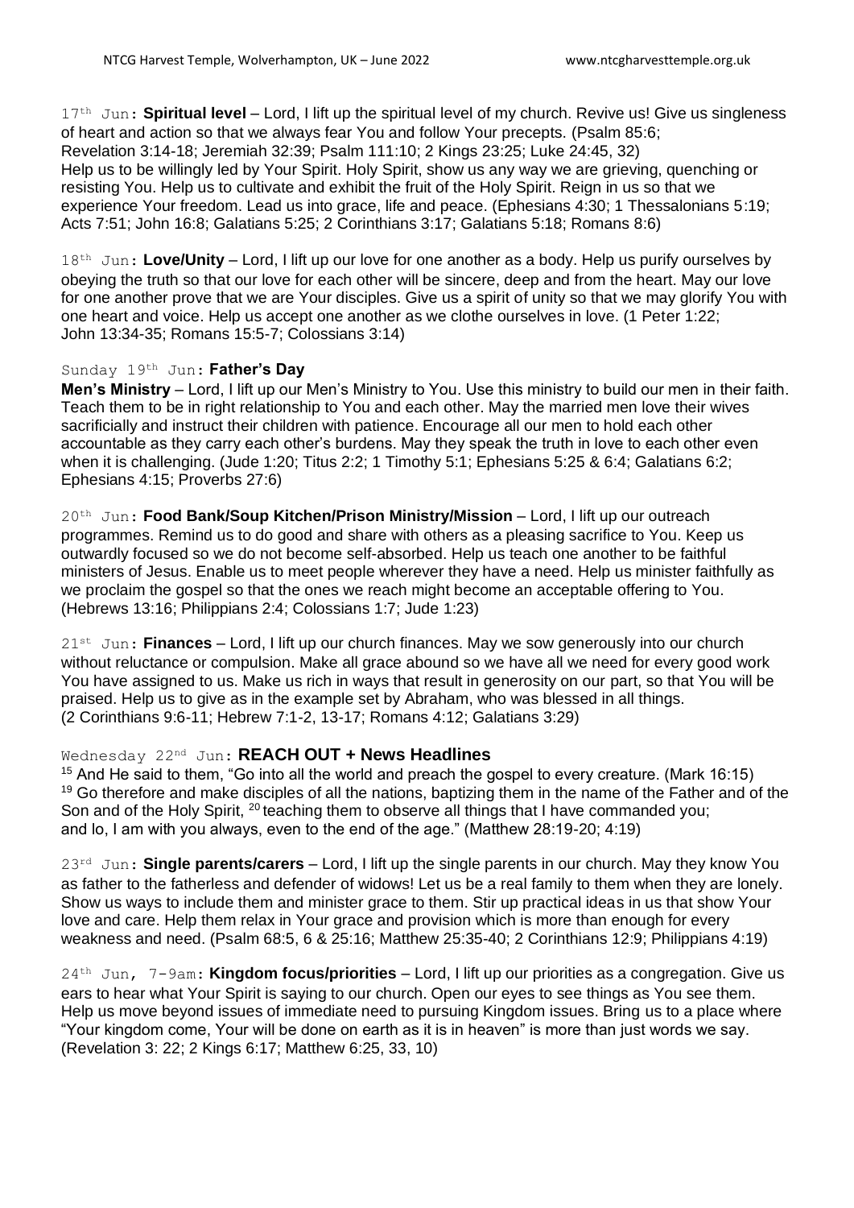17th Jun: **Spiritual level** – Lord, I lift up the spiritual level of my church. Revive us! Give us singleness of heart and action so that we always fear You and follow Your precepts. (Psalm 85:6; Revelation 3:14-18; Jeremiah 32:39; Psalm 111:10; 2 Kings 23:25; Luke 24:45, 32)
Help us to be willingly led by Your Spirit. Holy Spirit, show us any way we are grieving, quenching or resisting You. Help us to cultivate and exhibit the fruit of the Holy Spirit. Reign in us so that we experience Your freedom. Lead us into grace, life and peace. (Ephesians 4:30; 1 Thessalonians 5:19; Acts 7:51; John 16:8; Galatians 5:25; 2 Corinthians 3:17; Galatians 5:18; Romans 8:6)

18th Jun: **Love/Unity** – Lord, I lift up our love for one another as a body. Help us purify ourselves by obeying the truth so that our love for each other will be sincere, deep and from the heart. May our love for one another prove that we are Your disciples. Give us a spirit of unity so that we may glorify You with one heart and voice. Help us accept one another as we clothe ourselves in love. (1 Peter 1:22; John 13:34-35; Romans 15:5-7; Colossians 3:14)

Sunday 19th Jun: **Father's Day**
**Men's Ministry** – Lord, I lift up our Men's Ministry to You. Use this ministry to build our men in their faith. Teach them to be in right relationship to You and each other. May the married men love their wives sacrificially and instruct their children with patience. Encourage all our men to hold each other accountable as they carry each other's burdens. May they speak the truth in love to each other even when it is challenging. (Jude 1:20; Titus 2:2; 1 Timothy 5:1; Ephesians 5:25 & 6:4; Galatians 6:2; Ephesians 4:15; Proverbs 27:6)

20th Jun: **Food Bank/Soup Kitchen/Prison Ministry/Mission** – Lord, I lift up our outreach programmes. Remind us to do good and share with others as a pleasing sacrifice to You. Keep us outwardly focused so we do not become self-absorbed. Help us teach one another to be faithful ministers of Jesus. Enable us to meet people wherever they have a need. Help us minister faithfully as we proclaim the gospel so that the ones we reach might become an acceptable offering to You. (Hebrews 13:16; Philippians 2:4; Colossians 1:7; Jude 1:23)

21st Jun: **Finances** – Lord, I lift up our church finances. May we sow generously into our church without reluctance or compulsion. Make all grace abound so we have all we need for every good work You have assigned to us. Make us rich in ways that result in generosity on our part, so that You will be praised. Help us to give as in the example set by Abraham, who was blessed in all things. (2 Corinthians 9:6-11; Hebrew 7:1-2, 13-17; Romans 4:12; Galatians 3:29)

Wednesday 22nd Jun: **REACH OUT + News Headlines**
[15] And He said to them, "Go into all the world and preach the gospel to every creature. (Mark 16:15)
[19] Go therefore and make disciples of all the nations, baptizing them in the name of the Father and of the Son and of the Holy Spirit, [20] teaching them to observe all things that I have commanded you; and lo, I am with you always, even to the end of the age." (Matthew 28:19-20; 4:19)

23rd Jun: **Single parents/carers** – Lord, I lift up the single parents in our church. May they know You as father to the fatherless and defender of widows! Let us be a real family to them when they are lonely. Show us ways to include them and minister grace to them. Stir up practical ideas in us that show Your love and care. Help them relax in Your grace and provision which is more than enough for every weakness and need. (Psalm 68:5, 6 & 25:16; Matthew 25:35-40; 2 Corinthians 12:9; Philippians 4:19)

24th Jun, 7-9am: **Kingdom focus/priorities** – Lord, I lift up our priorities as a congregation. Give us ears to hear what Your Spirit is saying to our church. Open our eyes to see things as You see them. Help us move beyond issues of immediate need to pursuing Kingdom issues. Bring us to a place where "Your kingdom come, Your will be done on earth as it is in heaven" is more than just words we say. (Revelation 3: 22; 2 Kings 6:17; Matthew 6:25, 33, 10)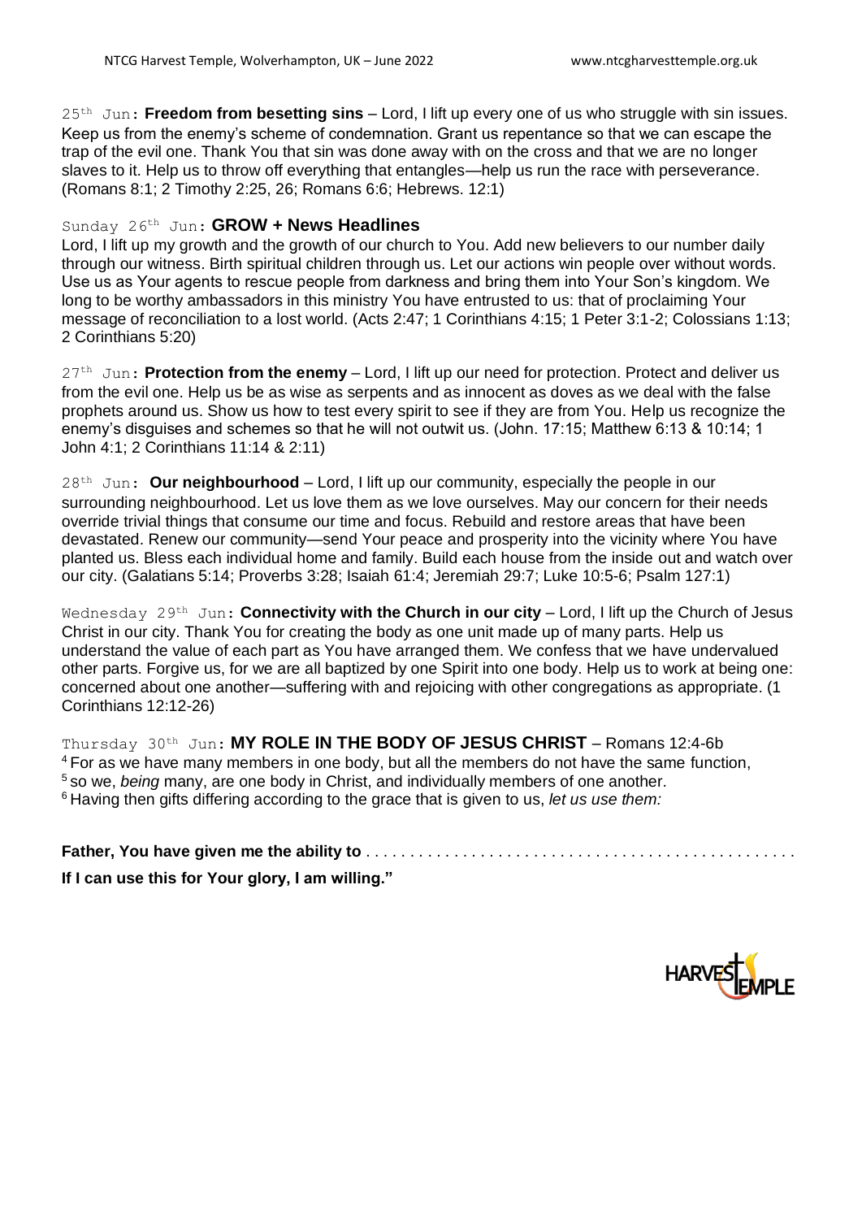25th Jun: **Freedom from besetting sins** – Lord, I lift up every one of us who struggle with sin issues. Keep us from the enemy's scheme of condemnation. Grant us repentance so that we can escape the trap of the evil one. Thank You that sin was done away with on the cross and that we are no longer slaves to it. Help us to throw off everything that entangles—help us run the race with perseverance. (Romans 8:1; 2 Timothy 2:25, 26; Romans 6:6; Hebrews. 12:1)

Sunday 26th Jun: **GROW + News Headlines**

Lord, I lift up my growth and the growth of our church to You. Add new believers to our number daily through our witness. Birth spiritual children through us. Let our actions win people over without words. Use us as Your agents to rescue people from darkness and bring them into Your Son's kingdom. We long to be worthy ambassadors in this ministry You have entrusted to us: that of proclaiming Your message of reconciliation to a lost world. (Acts 2:47; 1 Corinthians 4:15; 1 Peter 3:1-2; Colossians 1:13; 2 Corinthians 5:20)

27th Jun: **Protection from the enemy** – Lord, I lift up our need for protection. Protect and deliver us from the evil one. Help us be as wise as serpents and as innocent as doves as we deal with the false prophets around us. Show us how to test every spirit to see if they are from You. Help us recognize the enemy's disguises and schemes so that he will not outwit us. (John. 17:15; Matthew 6:13 & 10:14; 1 John 4:1; 2 Corinthians 11:14 & 2:11)

28th Jun: **Our neighbourhood** – Lord, I lift up our community, especially the people in our surrounding neighbourhood. Let us love them as we love ourselves. May our concern for their needs override trivial things that consume our time and focus. Rebuild and restore areas that have been devastated. Renew our community—send Your peace and prosperity into the vicinity where You have planted us. Bless each individual home and family. Build each house from the inside out and watch over our city. (Galatians 5:14; Proverbs 3:28; Isaiah 61:4; Jeremiah 29:7; Luke 10:5-6; Psalm 127:1)

Wednesday 29th Jun: **Connectivity with the Church in our city** – Lord, I lift up the Church of Jesus Christ in our city. Thank You for creating the body as one unit made up of many parts. Help us understand the value of each part as You have arranged them. We confess that we have undervalued other parts. Forgive us, for we are all baptized by one Spirit into one body. Help us to work at being one: concerned about one another—suffering with and rejoicing with other congregations as appropriate. (1 Corinthians 12:12-26)

Thursday 30th Jun: **MY ROLE IN THE BODY OF JESUS CHRIST** – Romans 12:4-6b

[4] For as we have many members in one body, but all the members do not have the same function,
[5] so we, *being* many, are one body in Christ, and individually members of one another.
[6] Having then gifts differing according to the grace that is given to us, *let us use them:*

**Father, You have given me the ability to** . . . . . . . . . . . . . . . . . . . . . . . . . . . . . . . . . . . . . . . . . . . . . . .

**If I can use this for Your glory, I am willing."**